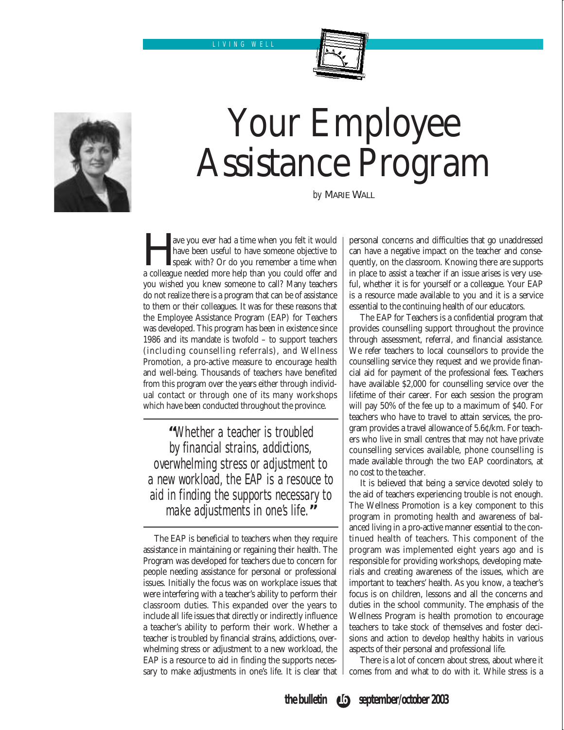# Your Employee Assistance Program

*by* Marie Wall

Have you ever had a time when you felt it would have been useful to have someone objective to speak with? Or do you remember a time when a colleague needed more help than you could offer and you wished you knew someone to call? Many teachers do not realize there is a program that can be of assistance to them or their colleagues. It was for these reasons that the Employee Assistance Program (EAP) for Teachers was developed. This program has been in existence since 1986 and its mandate is twofold – to support teachers (including counselling referrals), and Wellness Promotion, a pro-active measure to encourage health and well-being. Thousands of teachers have benefited from this program over the years either through individual contact or through one of its many workshops which have been conducted throughout the province.

> *"Whether a teacher is troubled by financial strains, addictions, overwhelming stress or adjustment to a new workload, the EAP is a resouce to aid in finding the supports necessary to make adjustments in one's life."*

The EAP is beneficial to teachers when they require assistance in maintaining or regaining their health. The Program was developed for teachers due to concern for people needing assistance for personal or professional issues. Initially the focus was on workplace issues that were interfering with a teacher's ability to perform their classroom duties. This expanded over the years to include all life issues that directly or indirectly influence a teacher's ability to perform their work. Whether a teacher is troubled by financial strains, addictions, overwhelming stress or adjustment to a new workload, the EAP is a resource to aid in finding the supports necessary to make adjustments in one's life. It is clear that personal concerns and difficulties that go unaddressed can have a negative impact on the teacher and consequently, on the classroom. Knowing there are supports in place to assist a teacher if an issue arises is very useful, whether it is for yourself or a colleague. Your EAP is a resource made available to you and it is a service essential to the continuing health of our educators.

The EAP for Teachers is a confidential program that provides counselling support throughout the province through assessment, referral, and financial assistance. We refer teachers to local counsellors to provide the counselling service they request and we provide financial aid for payment of the professional fees. Teachers have available $2,000 for counselling service over the lifetime of their career. For each session the program will pay 50% of the fee up to a maximum of $40. For teachers who have to travel to attain services, the program provides a travel allowance of 5.6¢/km. For teachers who live in small centres that may not have private counselling services available, phone counselling is made available through the two EAP coordinators, at no cost to the teacher.

It is believed that being a service devoted solely to the aid of teachers experiencing trouble is not enough. The Wellness Promotion is a key component to this program in promoting health and awareness of balanced living in a pro-active manner essential to the continued health of teachers. This component of the program was implemented eight years ago and is responsible for providing workshops, developing materials and creating awareness of the issues, which are important to teachers' health. As you know, a teacher's focus is on children, lessons and all the concerns and duties in the school community. The emphasis of the Wellness Program is health promotion to encourage teachers to take stock of themselves and foster decisions and action to develop healthy habits in various aspects of their personal and professional life.

There is a lot of concern about stress, about where it comes from and what to do with it. While stress is a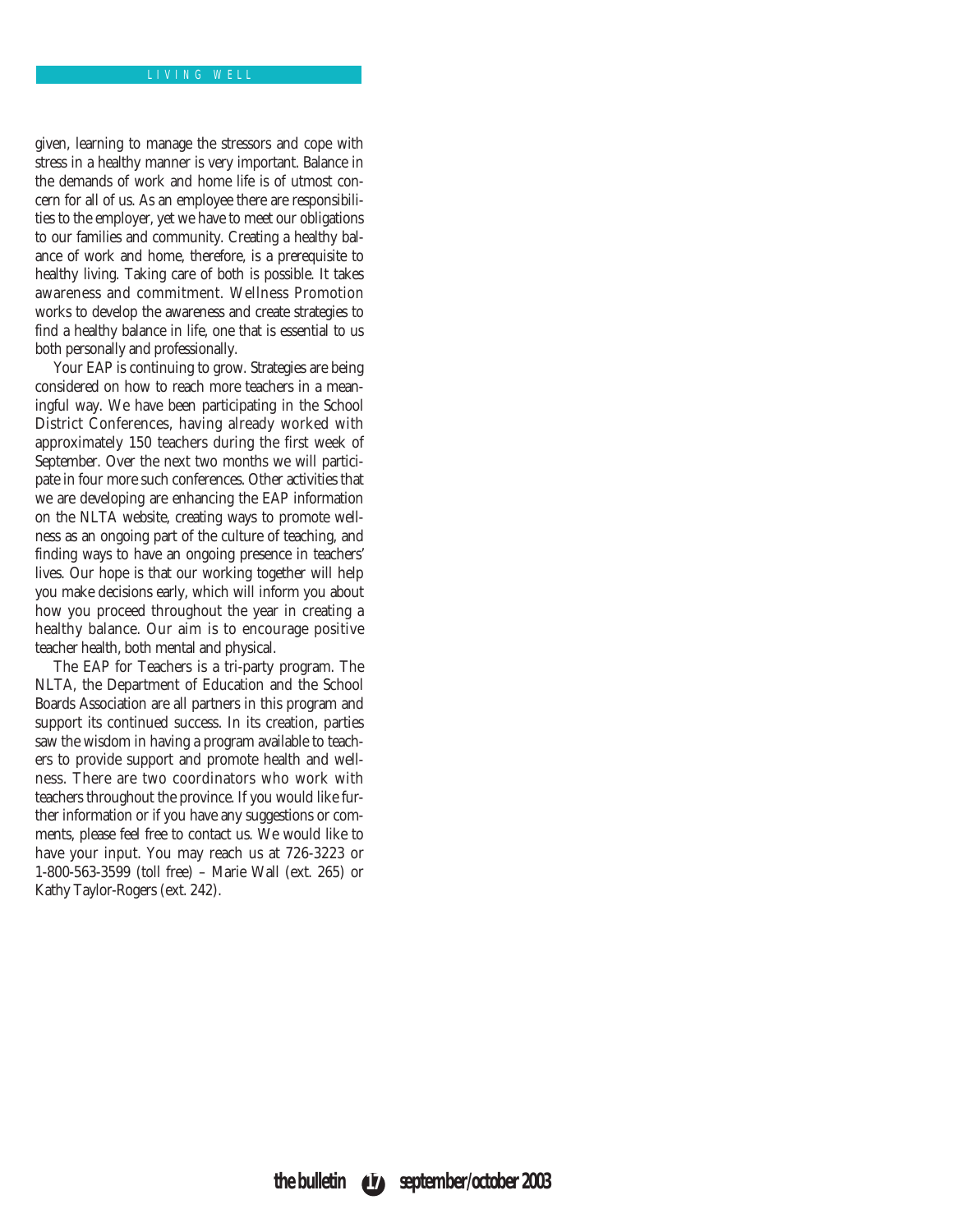given, learning to manage the stressors and cope with stress in a healthy manner is very important. Balance in the demands of work and home life is of utmost concern for all of us. As an employee there are responsibilities to the employer, yet we have to meet our obligations to our families and community. Creating a healthy balance of work and home, therefore, is a prerequisite to healthy living. Taking care of both is possible. It takes awareness and commitment. Wellness Promotion works to develop the awareness and create strategies to find a healthy balance in life, one that is essential to us both personally and professionally.

Your EAP is continuing to grow. Strategies are being considered on how to reach more teachers in a meaningful way. We have been participating in the School District Conferences, having already worked with approximately 150 teachers during the first week of September. Over the next two months we will participate in four more such conferences. Other activities that we are developing are enhancing the EAP information on the NLTA website, creating ways to promote wellness as an ongoing part of the culture of teaching, and finding ways to have an ongoing presence in teachers' lives. Our hope is that our working together will help you make decisions early, which will inform you about how you proceed throughout the year in creating a healthy balance. Our aim is to encourage positive teacher health, both mental and physical.

The EAP for Teachers is a tri-party program. The NLTA, the Department of Education and the School Boards Association are all partners in this program and support its continued success. In its creation, parties saw the wisdom in having a program available to teachers to provide support and promote health and wellness. There are two coordinators who work with teachers throughout the province. If you would like further information or if you have any suggestions or comments, please feel free to contact us. We would like to have your input. You may reach us at 726-3223 or 1-800-563-3599 (toll free) – Marie Wall (ext. 265) or Kathy Taylor-Rogers (ext. 242).